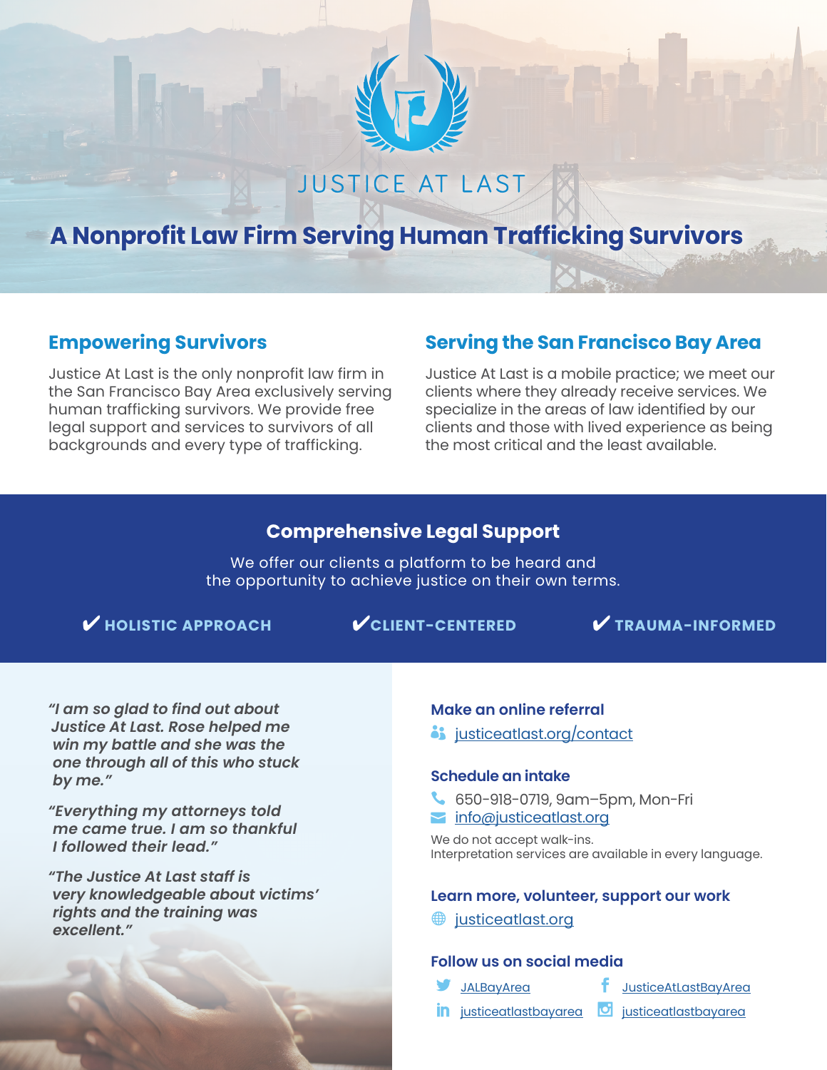# JUSTICE AT LAST

## A Nonprofit Law Firm Serving Human Trafficking Survivors

### Empowering Survivors

Justice At Last is the only nonprofit law firm in the San Francisco Bay Area exclusively serving human trafficking survivors. We provide free legal support and services to survivors of all backgrounds and every type of trafficking.

### Serving the San Francisco Bay Area

Justice At Last is a mobile practice; we meet our clients where they already receive services. We specialize in the areas of law identified by our clients and those with lived experience as being the most critical and the least available.

## Comprehensive Legal Support

We offer our clients a platform to be heard and the opportunity to achieve justice on their own terms.

✔ **HOLISTIC APPROACH** ✔ **CLIENT-CENTERED** ✔ **TRAUMA-INFORMED**

*"I am so glad to find out about Justice At Last. Rose helped me win my battle and she was the one through all of this who stuck by me."*

*"Everything my attorneys told me came true. I am so thankful I followed their lead."*

*"The Justice At Last staff is very knowledgeable about victims' rights and the training was excellent."*

### Make an online referral

justiceatlast.org/contact

### Schedule an intake

650-918-0719, 9am–5pm, Mon-Fri

info@justiceatlast.org

We do not accept walk-ins.
Interpretation services are available in every language.

### Learn more, volunteer, support our work

justiceatlast.org

### Follow us on social media

- Twitter: JALBayArea
- Facebook: JusticeAtLastBayArea
- LinkedIn: justiceatlastbayarea
- Instagram: justiceatlastbayarea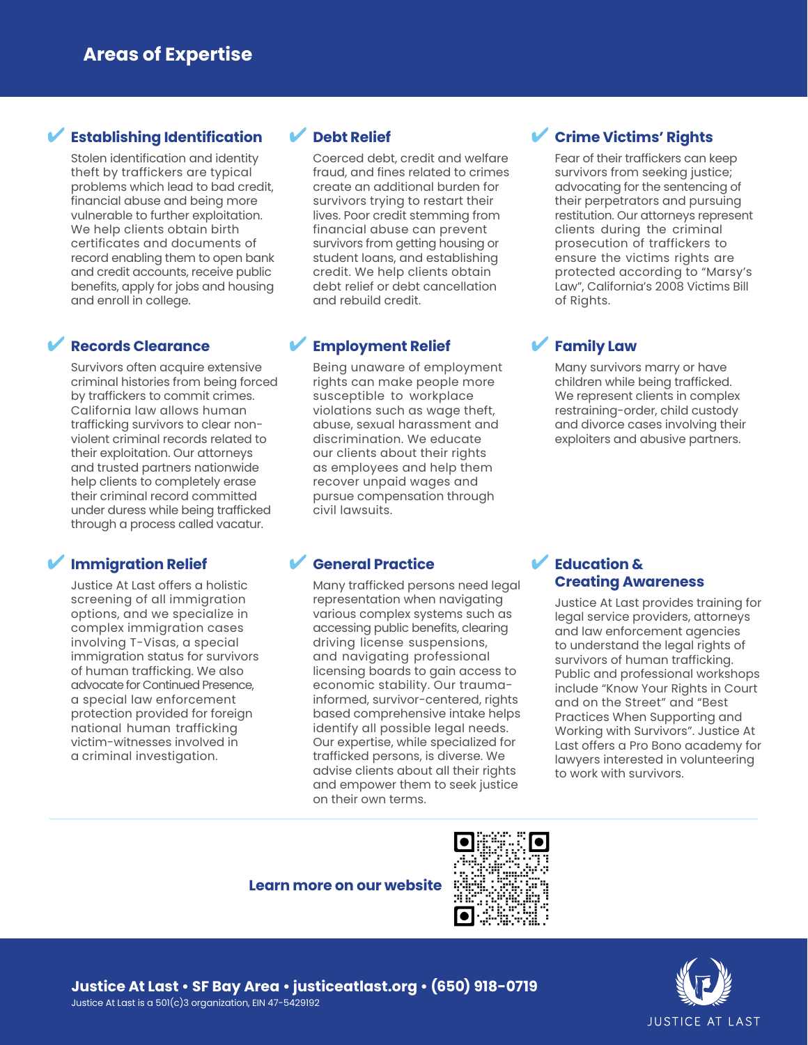## Areas of Expertise

### ✔ Establishing Identification

Stolen identification and identity theft by traffickers are typical problems which lead to bad credit, financial abuse and being more vulnerable to further exploitation. We help clients obtain birth certificates and documents of record enabling them to open bank and credit accounts, receive public benefits, apply for jobs and housing and enroll in college.

### ✔ Debt Relief

Coerced debt, credit and welfare fraud, and fines related to crimes create an additional burden for survivors trying to restart their lives. Poor credit stemming from financial abuse can prevent survivors from getting housing or student loans, and establishing credit. We help clients obtain debt relief or debt cancellation and rebuild credit.

### ✔ Crime Victims' Rights

Fear of their traffickers can keep survivors from seeking justice; advocating for the sentencing of their perpetrators and pursuing restitution. Our attorneys represent clients during the criminal prosecution of traffickers to ensure the victims rights are protected according to "Marsy's Law", California's 2008 Victims Bill of Rights.

### ✔ Records Clearance

Survivors often acquire extensive criminal histories from being forced by traffickers to commit crimes. California law allows human trafficking survivors to clear non-violent criminal records related to their exploitation. Our attorneys and trusted partners nationwide help clients to completely erase their criminal record committed under duress while being trafficked through a process called vacatur.

### ✔ Employment Relief

Being unaware of employment rights can make people more susceptible to workplace violations such as wage theft, abuse, sexual harassment and discrimination. We educate our clients about their rights as employees and help them recover unpaid wages and pursue compensation through civil lawsuits.

### ✔ Family Law

Many survivors marry or have children while being trafficked. We represent clients in complex restraining-order, child custody and divorce cases involving their exploiters and abusive partners.

### ✔ Immigration Relief

Justice At Last offers a holistic screening of all immigration options, and we specialize in complex immigration cases involving T-Visas, a special immigration status for survivors of human trafficking. We also advocate for Continued Presence, a special law enforcement protection provided for foreign national human trafficking victim-witnesses involved in a criminal investigation.

### ✔ General Practice

Many trafficked persons need legal representation when navigating various complex systems such as accessing public benefits, clearing driving license suspensions, and navigating professional licensing boards to gain access to economic stability. Our trauma-informed, survivor-centered, rights based comprehensive intake helps identify all possible legal needs. Our expertise, while specialized for trafficked persons, is diverse. We advise clients about all their rights and empower them to seek justice on their own terms.

### ✔ Education & Creating Awareness

Justice At Last provides training for legal service providers, attorneys and law enforcement agencies to understand the legal rights of survivors of human trafficking. Public and professional workshops include "Know Your Rights in Court and on the Street" and "Best Practices When Supporting and Working with Survivors". Justice At Last offers a Pro Bono academy for lawyers interested in volunteering to work with survivors.

---

**Learn more on our website**

**Justice At Last • SF Bay Area • justiceatlast.org • (650) 918-0719**

Justice At Last is a 501(c)3 organization, EIN 47-5429192

JUSTICE AT LAST